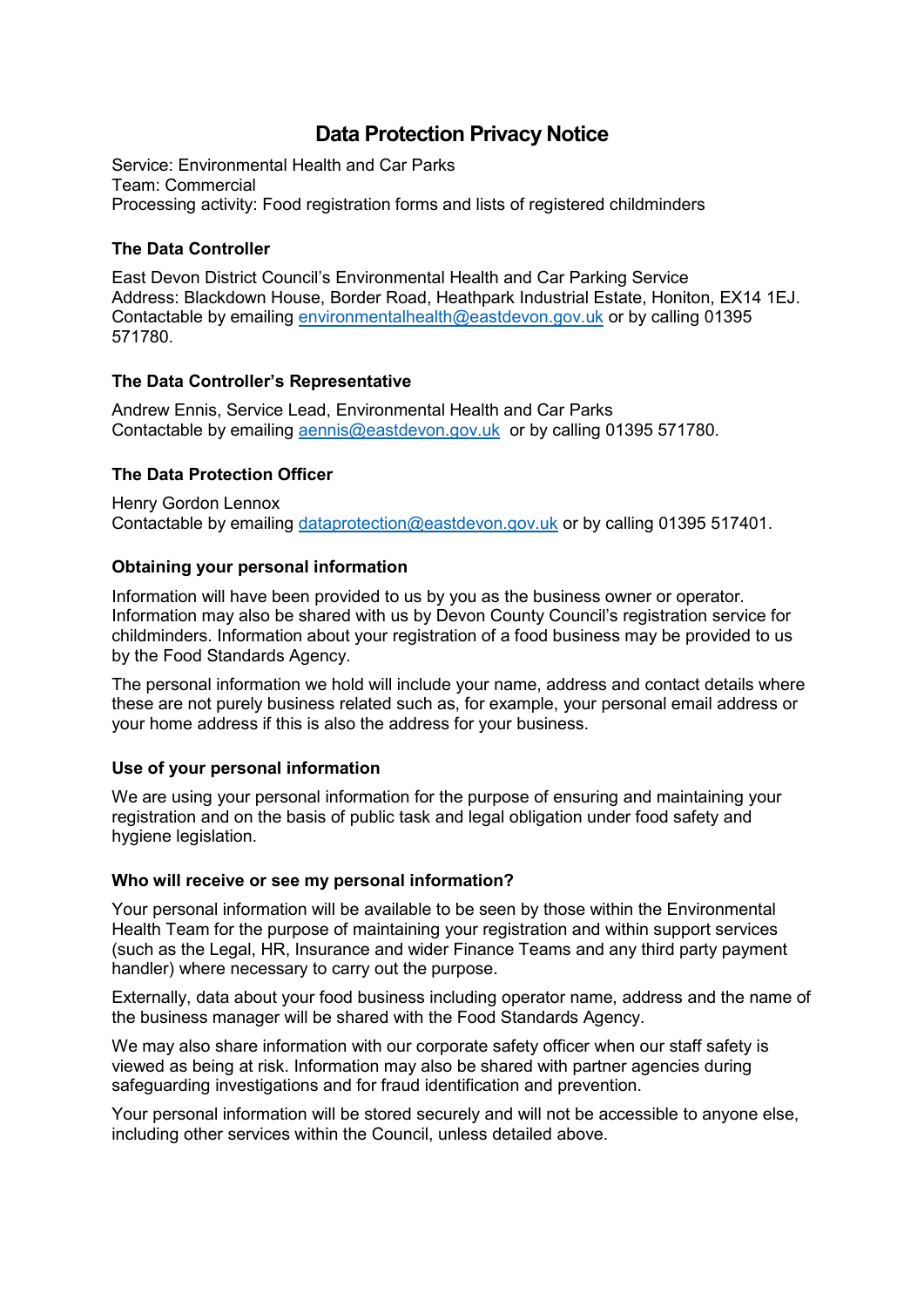# Data Protection Privacy Notice

Service: Environmental Health and Car Parks
Team: Commercial
Processing activity: Food registration forms and lists of registered childminders

### The Data Controller

East Devon District Council's Environmental Health and Car Parking Service
Address: Blackdown House, Border Road, Heathpark Industrial Estate, Honiton, EX14 1EJ.
Contactable by emailing environmentalhealth@eastdevon.gov.uk or by calling 01395 571780.

### The Data Controller's Representative

Andrew Ennis, Service Lead, Environmental Health and Car Parks
Contactable by emailing aennis@eastdevon.gov.uk or by calling 01395 571780.

### The Data Protection Officer

Henry Gordon Lennox
Contactable by emailing dataprotection@eastdevon.gov.uk or by calling 01395 517401.

### Obtaining your personal information

Information will have been provided to us by you as the business owner or operator. Information may also be shared with us by Devon County Council's registration service for childminders. Information about your registration of a food business may be provided to us by the Food Standards Agency.

The personal information we hold will include your name, address and contact details where these are not purely business related such as, for example, your personal email address or your home address if this is also the address for your business.

### Use of your personal information

We are using your personal information for the purpose of ensuring and maintaining your registration and on the basis of public task and legal obligation under food safety and hygiene legislation.

### Who will receive or see my personal information?

Your personal information will be available to be seen by those within the Environmental Health Team for the purpose of maintaining your registration and within support services (such as the Legal, HR, Insurance and wider Finance Teams and any third party payment handler) where necessary to carry out the purpose.

Externally, data about your food business including operator name, address and the name of the business manager will be shared with the Food Standards Agency.

We may also share information with our corporate safety officer when our staff safety is viewed as being at risk. Information may also be shared with partner agencies during safeguarding investigations and for fraud identification and prevention.

Your personal information will be stored securely and will not be accessible to anyone else, including other services within the Council, unless detailed above.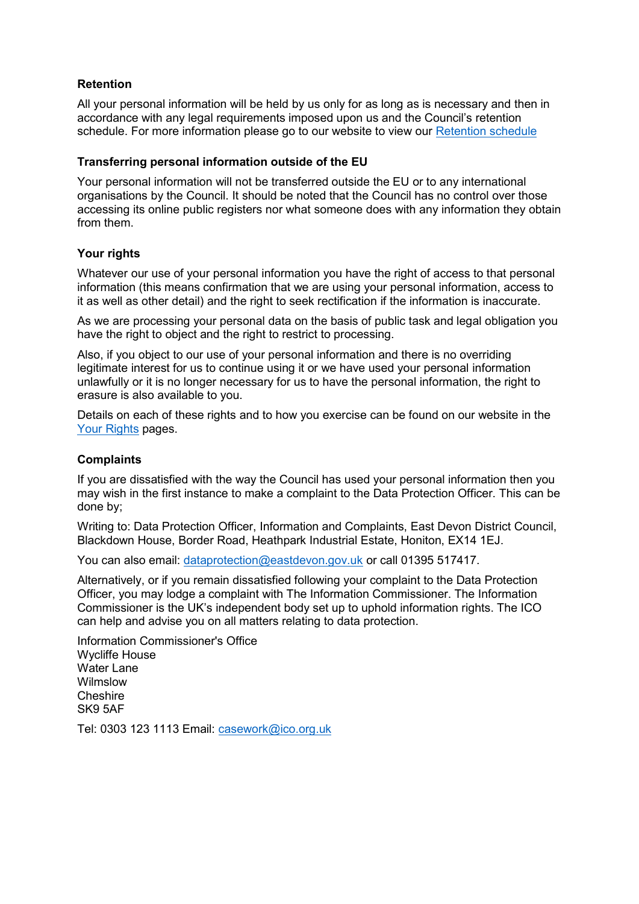**Retention**

All your personal information will be held by us only for as long as is necessary and then in accordance with any legal requirements imposed upon us and the Council's retention schedule. For more information please go to our website to view our [Retention schedule]

**Transferring personal information outside of the EU**

Your personal information will not be transferred outside the EU or to any international organisations by the Council. It should be noted that the Council has no control over those accessing its online public registers nor what someone does with any information they obtain from them.

**Your rights**

Whatever our use of your personal information you have the right of access to that personal information (this means confirmation that we are using your personal information, access to it as well as other detail) and the right to seek rectification if the information is inaccurate.

As we are processing your personal data on the basis of public task and legal obligation you have the right to object and the right to restrict to processing.

Also, if you object to our use of your personal information and there is no overriding legitimate interest for us to continue using it or we have used your personal information unlawfully or it is no longer necessary for us to have the personal information, the right to erasure is also available to you.

Details on each of these rights and to how you exercise can be found on our website in the [Your Rights] pages.

**Complaints**

If you are dissatisfied with the way the Council has used your personal information then you may wish in the first instance to make a complaint to the Data Protection Officer. This can be done by;

Writing to: Data Protection Officer, Information and Complaints, East Devon District Council, Blackdown House, Border Road, Heathpark Industrial Estate, Honiton, EX14 1EJ.

You can also email: dataprotection@eastdevon.gov.uk or call 01395 517417.

Alternatively, or if you remain dissatisfied following your complaint to the Data Protection Officer, you may lodge a complaint with The Information Commissioner. The Information Commissioner is the UK's independent body set up to uphold information rights. The ICO can help and advise you on all matters relating to data protection.

Information Commissioner's Office
Wycliffe House
Water Lane
Wilmslow
Cheshire
SK9 5AF

Tel: 0303 123 1113 Email: casework@ico.org.uk